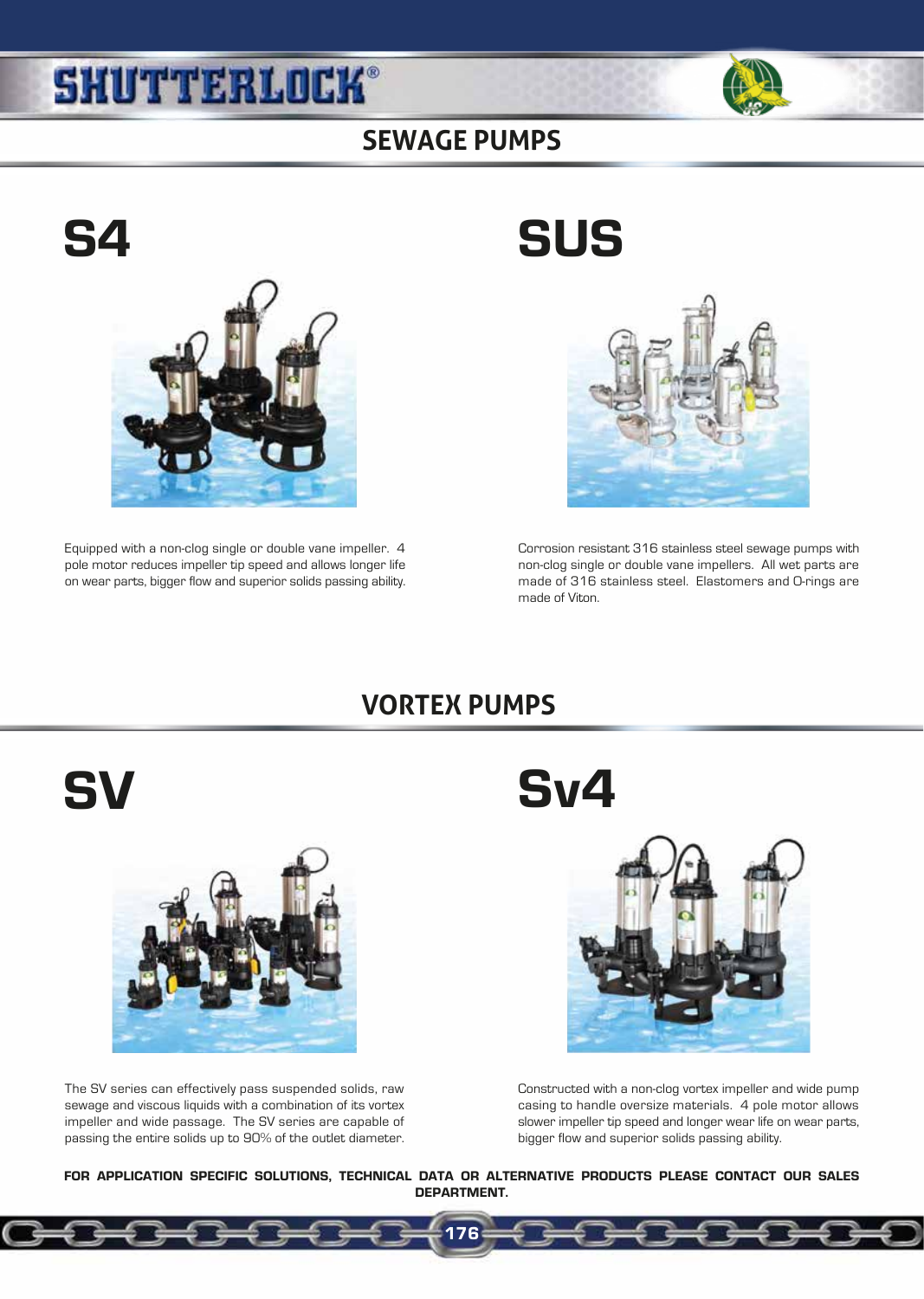## SEWAGE PUMPS

### S4

Equipped with a non-clog single or double vane impeller. 4 pole motor reduces impeller tip speed and allows longer life on wear parts, bigger flow and superior solids passing ability.

### SUS

Corrosion resistant 316 stainless steel sewage pumps with non-clog single or double vane impellers. All wet parts are made of 316 stainless steel. Elastomers and O-rings are made of Viton.

## VORTEX PUMPS

### SV

The SV series can effectively pass suspended solids, raw sewage and viscous liquids with a combination of its vortex impeller and wide passage. The SV series are capable of passing the entire solids up to 90% of the outlet diameter.

### Sv4

Constructed with a non-clog vortex impeller and wide pump casing to handle oversize materials. 4 pole motor allows slower impeller tip speed and longer wear life on wear parts, bigger flow and superior solids passing ability.

**FOR APPLICATION SPECIFIC SOLUTIONS, TECHNICAL DATA OR ALTERNATIVE PRODUCTS PLEASE CONTACT OUR SALES DEPARTMENT.**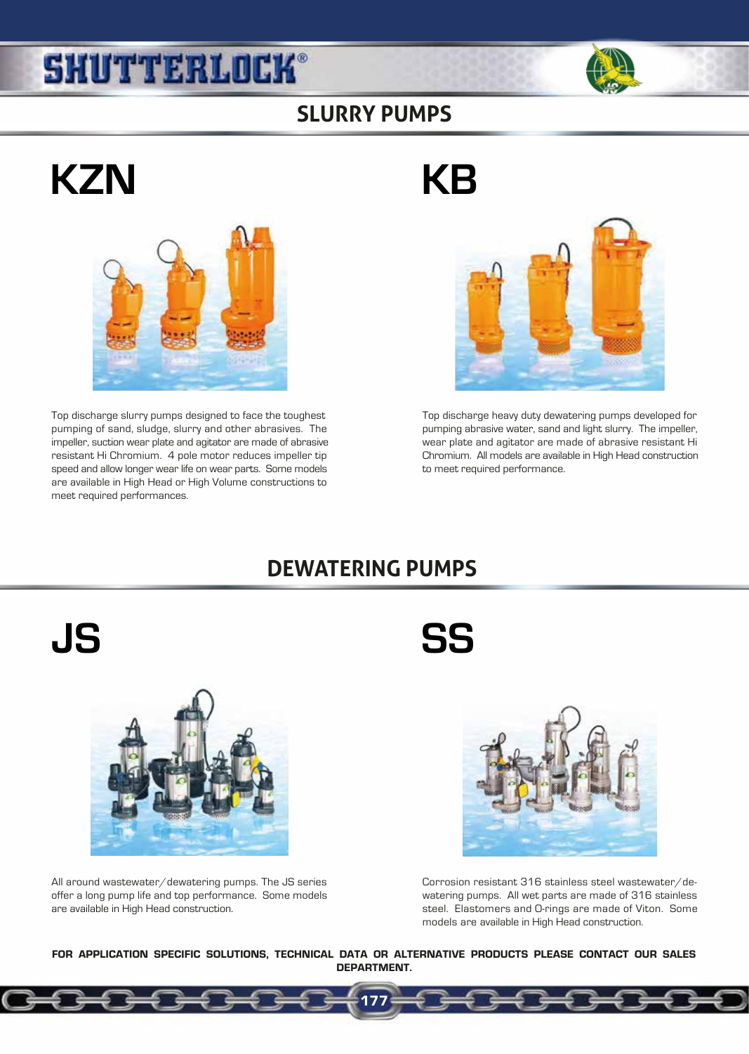# SLURRY PUMPS

## KZN

Top discharge slurry pumps designed to face the toughest pumping of sand, sludge, slurry and other abrasives. The impeller, suction wear plate and agitator are made of abrasive resistant Hi Chromium. 4 pole motor reduces impeller tip speed and allow longer wear life on wear parts. Some models are available in High Head or High Volume constructions to meet required performances.

## KB

Top discharge heavy duty dewatering pumps developed for pumping abrasive water, sand and light slurry. The impeller, wear plate and agitator are made of abrasive resistant Hi Chromium. All models are available in High Head construction to meet required performance.

# DEWATERING PUMPS

## JS

All around wastewater/dewatering pumps. The JS series offer a long pump life and top performance. Some models are available in High Head construction.

## SS

Corrosion resistant 316 stainless steel wastewater/dewatering pumps. All wet parts are made of 316 stainless steel. Elastomers and O-rings are made of Viton. Some models are available in High Head construction.

**FOR APPLICATION SPECIFIC SOLUTIONS, TECHNICAL DATA OR ALTERNATIVE PRODUCTS PLEASE CONTACT OUR SALES DEPARTMENT.**